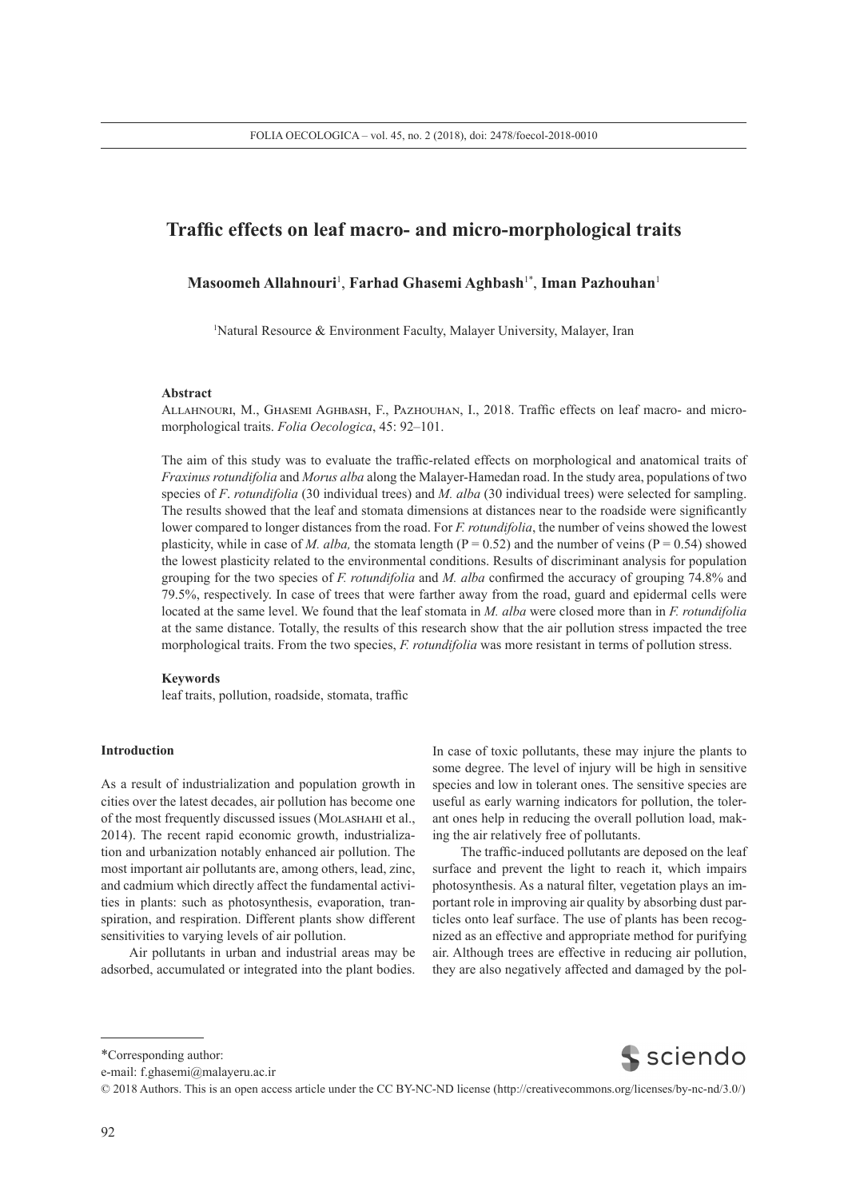# Traffic effects on leaf macro- and micro-morphological traits

**Masoomeh Allahnouri**[1], **Farhad Ghasemi Aghbash**[1*], **Iman Pazhouhan**[1]

[1]Natural Resource & Environment Faculty, Malayer University, Malayer, Iran

### Abstract

Allahnouri, M., Ghasemi Aghbash, F., Pazhouhan, I., 2018. Traffic effects on leaf macro- and micro-morphological traits. *Folia Oecologica*, 45: 92–101.

The aim of this study was to evaluate the traffic-related effects on morphological and anatomical traits of *Fraxinus rotundifolia* and *Morus alba* along the Malayer-Hamedan road. In the study area, populations of two species of *F*. *rotundifolia* (30 individual trees) and *M. alba* (30 individual trees) were selected for sampling. The results showed that the leaf and stomata dimensions at distances near to the roadside were significantly lower compared to longer distances from the road. For *F. rotundifolia*, the number of veins showed the lowest plasticity, while in case of *M. alba,* the stomata length ($P = 0.52$) and the number of veins ($P = 0.54$) showed the lowest plasticity related to the environmental conditions. Results of discriminant analysis for population grouping for the two species of *F. rotundifolia* and *M. alba* confirmed the accuracy of grouping 74.8% and 79.5%, respectively. In case of trees that were farther away from the road, guard and epidermal cells were located at the same level. We found that the leaf stomata in *M. alba* were closed more than in *F. rotundifolia* at the same distance. Totally, the results of this research show that the air pollution stress impacted the tree morphological traits. From the two species, *F. rotundifolia* was more resistant in terms of pollution stress.

### Keywords

leaf traits, pollution, roadside, stomata, traffic

### Introduction

As a result of industrialization and population growth in cities over the latest decades, air pollution has become one of the most frequently discussed issues (Molashahi et al., 2014). The recent rapid economic growth, industrialization and urbanization notably enhanced air pollution. The most important air pollutants are, among others, lead, zinc, and cadmium which directly affect the fundamental activities in plants: such as photosynthesis, evaporation, transpiration, and respiration. Different plants show different sensitivities to varying levels of air pollution.

Air pollutants in urban and industrial areas may be adsorbed, accumulated or integrated into the plant bodies. In case of toxic pollutants, these may injure the plants to some degree. The level of injury will be high in sensitive species and low in tolerant ones. The sensitive species are useful as early warning indicators for pollution, the tolerant ones help in reducing the overall pollution load, making the air relatively free of pollutants.

The traffic-induced pollutants are deposed on the leaf surface and prevent the light to reach it, which impairs photosynthesis. As a natural filter, vegetation plays an important role in improving air quality by absorbing dust particles onto leaf surface. The use of plants has been recognized as an effective and appropriate method for purifying air. Although trees are effective in reducing air pollution, they are also negatively affected and damaged by the pol-

---

*Corresponding author:
e-mail: f.ghasemi@malayeru.ac.ir

© 2018 Authors. This is an open access article under the CC BY-NC-ND license (http://creativecommons.org/licenses/by-nc-nd/3.0/)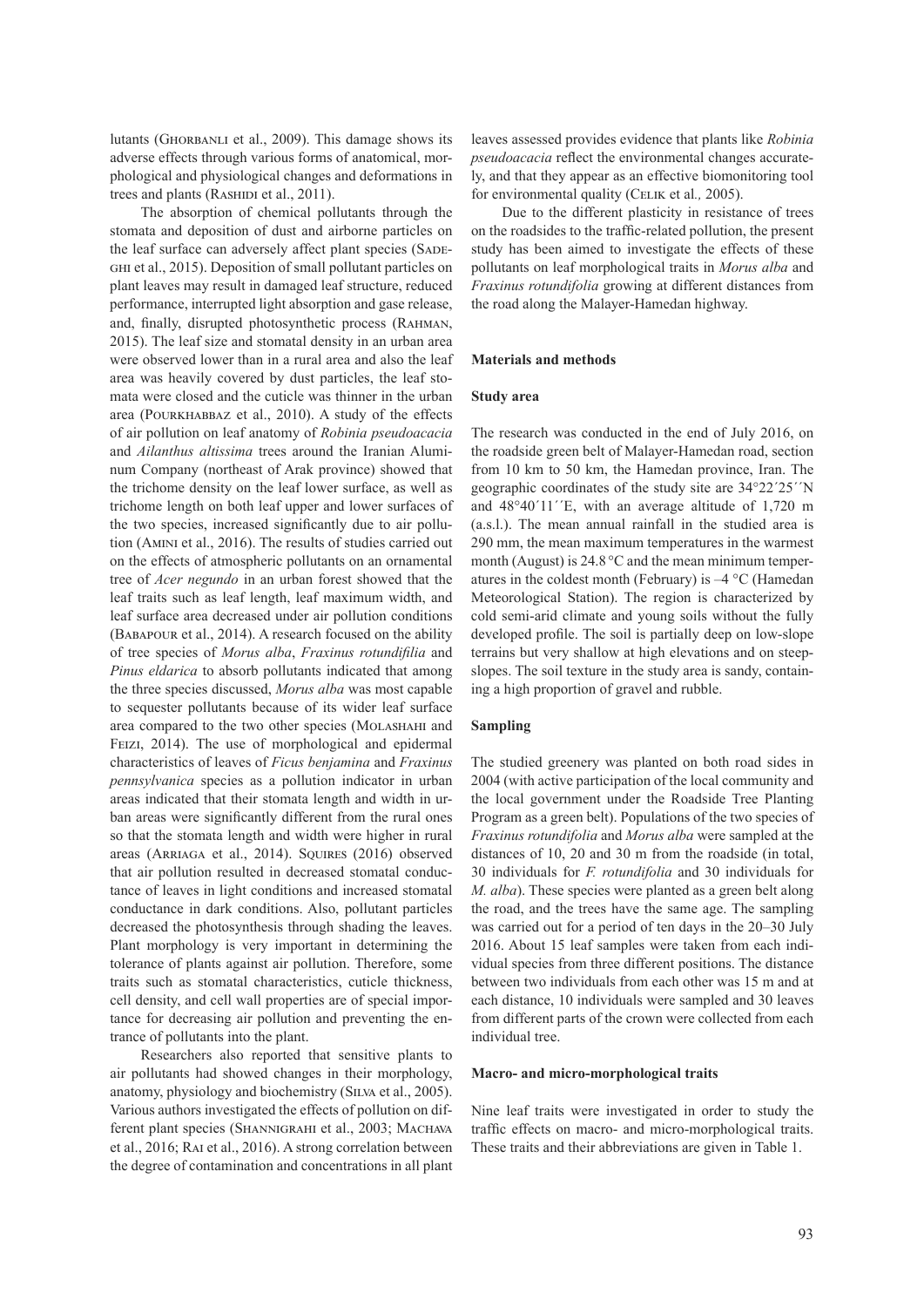lutants (Ghorbanli et al., 2009). This damage shows its adverse effects through various forms of anatomical, morphological and physiological changes and deformations in trees and plants (Rashidi et al., 2011).

The absorption of chemical pollutants through the stomata and deposition of dust and airborne particles on the leaf surface can adversely affect plant species (Sadeghi et al., 2015). Deposition of small pollutant particles on plant leaves may result in damaged leaf structure, reduced performance, interrupted light absorption and gase release, and, finally, disrupted photosynthetic process (Rahman, 2015). The leaf size and stomatal density in an urban area were observed lower than in a rural area and also the leaf area was heavily covered by dust particles, the leaf stomata were closed and the cuticle was thinner in the urban area (Pourkhabbaz et al., 2010). A study of the effects of air pollution on leaf anatomy of *Robinia pseudoacacia* and *Ailanthus altissima* trees around the Iranian Aluminum Company (northeast of Arak province) showed that the trichome density on the leaf lower surface, as well as trichome length on both leaf upper and lower surfaces of the two species, increased significantly due to air pollution (Amini et al., 2016). The results of studies carried out on the effects of atmospheric pollutants on an ornamental tree of *Acer negundo* in an urban forest showed that the leaf traits such as leaf length, leaf maximum width, and leaf surface area decreased under air pollution conditions (Babapour et al., 2014). A research focused on the ability of tree species of *Morus alba*, *Fraxinus rotundifilia* and *Pinus eldarica* to absorb pollutants indicated that among the three species discussed, *Morus alba* was most capable to sequester pollutants because of its wider leaf surface area compared to the two other species (Molashahi and Feizi, 2014). The use of morphological and epidermal characteristics of leaves of *Ficus benjamina* and *Fraxinus pennsylvanica* species as a pollution indicator in urban areas indicated that their stomata length and width in urban areas were significantly different from the rural ones so that the stomata length and width were higher in rural areas (Arriaga et al., 2014). Squires (2016) observed that air pollution resulted in decreased stomatal conductance of leaves in light conditions and increased stomatal conductance in dark conditions. Also, pollutant particles decreased the photosynthesis through shading the leaves. Plant morphology is very important in determining the tolerance of plants against air pollution. Therefore, some traits such as stomatal characteristics, cuticle thickness, cell density, and cell wall properties are of special importance for decreasing air pollution and preventing the entrance of pollutants into the plant.

Researchers also reported that sensitive plants to air pollutants had showed changes in their morphology, anatomy, physiology and biochemistry (Silva et al., 2005). Various authors investigated the effects of pollution on different plant species (Shannigrahi et al., 2003; Machava et al., 2016; Rai et al., 2016). A strong correlation between the degree of contamination and concentrations in all plant leaves assessed provides evidence that plants like *Robinia pseudoacacia* reflect the environmental changes accurately, and that they appear as an effective biomonitoring tool for environmental quality (Celik et al*.,* 2005).

Due to the different plasticity in resistance of trees on the roadsides to the traffic-related pollution, the present study has been aimed to investigate the effects of these pollutants on leaf morphological traits in *Morus alba* and *Fraxinus rotundifolia* growing at different distances from the road along the Malayer-Hamedan highway.

## Materials and methods

### Study area

The research was conducted in the end of July 2016, on the roadside green belt of Malayer-Hamedan road, section from 10 km to 50 km, the Hamedan province, Iran. The geographic coordinates of the study site are 34°22´25´´N and 48°40´11´´E, with an average altitude of 1,720 m (a.s.l.). The mean annual rainfall in the studied area is 290 mm, the mean maximum temperatures in the warmest month (August) is 24.8 °C and the mean minimum temperatures in the coldest month (February) is –4 °C (Hamedan Meteorological Station). The region is characterized by cold semi-arid climate and young soils without the fully developed profile. The soil is partially deep on low-slope terrains but very shallow at high elevations and on steep-slopes. The soil texture in the study area is sandy, containing a high proportion of gravel and rubble.

### Sampling

The studied greenery was planted on both road sides in 2004 (with active participation of the local community and the local government under the Roadside Tree Planting Program as a green belt). Populations of the two species of *Fraxinus rotundifolia* and *Morus alba* were sampled at the distances of 10, 20 and 30 m from the roadside (in total, 30 individuals for *F. rotundifolia* and 30 individuals for *M. alba*). These species were planted as a green belt along the road, and the trees have the same age. The sampling was carried out for a period of ten days in the 20–30 July 2016. About 15 leaf samples were taken from each individual species from three different positions. The distance between two individuals from each other was 15 m and at each distance, 10 individuals were sampled and 30 leaves from different parts of the crown were collected from each individual tree.

### Macro- and micro-morphological traits

Nine leaf traits were investigated in order to study the traffic effects on macro- and micro-morphological traits. These traits and their abbreviations are given in Table 1.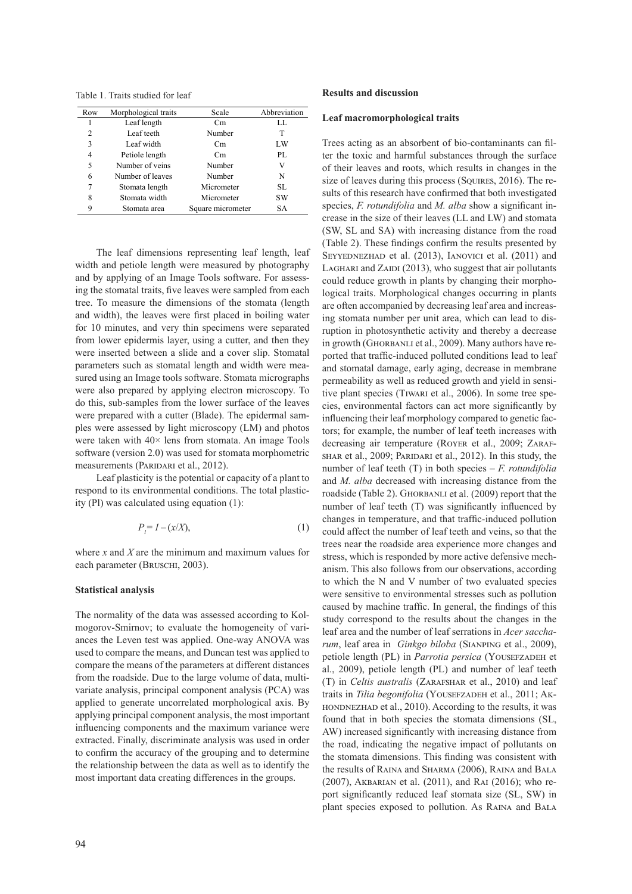Table 1. Traits studied for leaf

| Row | Morphological traits | Scale | Abbreviation |
|---|---|---|---|
| 1 | Leaf length | Cm | LL |
| 2 | Leaf teeth | Number | T |
| 3 | Leaf width | Cm | LW |
| 4 | Petiole length | Cm | PL |
| 5 | Number of veins | Number | V |
| 6 | Number of leaves | Number | N |
| 7 | Stomata length | Micrometer | SL |
| 8 | Stomata width | Micrometer | SW |
| 9 | Stomata area | Square micrometer | SA |

The leaf dimensions representing leaf length, leaf width and petiole length were measured by photography and by applying of an Image Tools software. For assessing the stomatal traits, five leaves were sampled from each tree. To measure the dimensions of the stomata (length and width), the leaves were first placed in boiling water for 10 minutes, and very thin specimens were separated from lower epidermis layer, using a cutter, and then they were inserted between a slide and a cover slip. Stomatal parameters such as stomatal length and width were measured using an Image tools software. Stomata micrographs were also prepared by applying electron microscopy. To do this, sub-samples from the lower surface of the leaves were prepared with a cutter (Blade). The epidermal samples were assessed by light microscopy (LM) and photos were taken with 40× lens from stomata. An image Tools software (version 2.0) was used for stomata morphometric measurements (Paridari et al., 2012).

Leaf plasticity is the potential or capacity of a plant to respond to its environmental conditions. The total plasticity (Pl) was calculated using equation (1):

$$P_l = 1 - (x/X), \tag{1}$$

where $x$ and $X$ are the minimum and maximum values for each parameter (Bruschi, 2003).

### Statistical analysis

The normality of the data was assessed according to Kolmogorov-Smirnov; to evaluate the homogeneity of variances the Leven test was applied. One-way ANOVA was used to compare the means, and Duncan test was applied to compare the means of the parameters at different distances from the roadside. Due to the large volume of data, multivariate analysis, principal component analysis (PCA) was applied to generate uncorrelated morphological axis. By applying principal component analysis, the most important influencing components and the maximum variance were extracted. Finally, discriminate analysis was used in order to confirm the accuracy of the grouping and to determine the relationship between the data as well as to identify the most important data creating differences in the groups.

## Results and discussion

### Leaf macromorphological traits

Trees acting as an absorbent of bio-contaminants can filter the toxic and harmful substances through the surface of their leaves and roots, which results in changes in the size of leaves during this process (Squires, 2016). The results of this research have confirmed that both investigated species, *F. rotundifolia* and *M. alba* show a significant increase in the size of their leaves (LL and LW) and stomata (SW, SL and SA) with increasing distance from the road (Table 2). These findings confirm the results presented by Seyyednezhad et al. (2013), Ianovici et al. (2011) and Laghari and Zaidi (2013), who suggest that air pollutants could reduce growth in plants by changing their morphological traits. Morphological changes occurring in plants are often accompanied by decreasing leaf area and increasing stomata number per unit area, which can lead to disruption in photosynthetic activity and thereby a decrease in growth (Ghorbanli et al., 2009). Many authors have reported that traffic-induced polluted conditions lead to leaf and stomatal damage, early aging, decrease in membrane permeability as well as reduced growth and yield in sensitive plant species (Tiwari et al., 2006). In some tree species, environmental factors can act more significantly by influencing their leaf morphology compared to genetic factors; for example, the number of leaf teeth increases with decreasing air temperature (Royer et al., 2009; Zarafshar et al., 2009; Paridari et al., 2012). In this study, the number of leaf teeth (T) in both species – *F. rotundifolia* and *M. alba* decreased with increasing distance from the roadside (Table 2). Ghorbanli et al. (2009) report that the number of leaf teeth (T) was significantly influenced by changes in temperature, and that traffic-induced pollution could affect the number of leaf teeth and veins, so that the trees near the roadside area experience more changes and stress, which is responded by more active defensive mechanism. This also follows from our observations, according to which the N and V number of two evaluated species were sensitive to environmental stresses such as pollution caused by machine traffic. In general, the findings of this study correspond to the results about the changes in the leaf area and the number of leaf serrations in *Acer saccharum*, leaf area in *Ginkgo biloba* (Sianping et al., 2009), petiole length (PL) in *Parrotia persica* (Yousefzadeh et al., 2009), petiole length (PL) and number of leaf teeth (T) in *Celtis australis* (Zarafshar et al., 2010) and leaf traits in *Tilia begonifolia* (Yousefzadeh et al., 2011; Akhondnezhad et al., 2010). According to the results, it was found that in both species the stomata dimensions (SL, AW) increased significantly with increasing distance from the road, indicating the negative impact of pollutants on the stomata dimensions. This finding was consistent with the results of Raina and Sharma (2006), Raina and Bala (2007), Akbarian et al. (2011), and Rai (2016); who report significantly reduced leaf stomata size (SL, SW) in plant species exposed to pollution. As Raina and Bala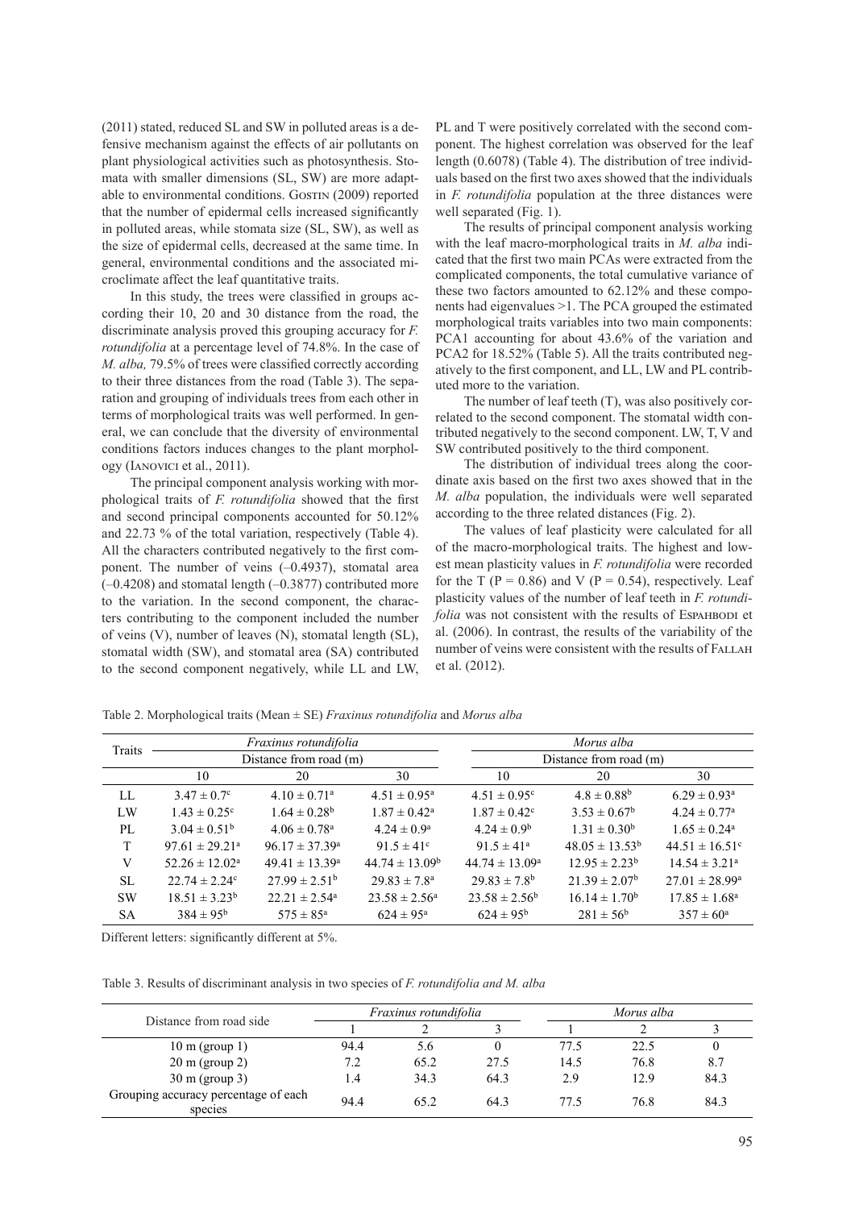(2011) stated, reduced SL and SW in polluted areas is a defensive mechanism against the effects of air pollutants on plant physiological activities such as photosynthesis. Stomata with smaller dimensions (SL, SW) are more adaptable to environmental conditions. Gostin (2009) reported that the number of epidermal cells increased significantly in polluted areas, while stomata size (SL, SW), as well as the size of epidermal cells, decreased at the same time. In general, environmental conditions and the associated microclimate affect the leaf quantitative traits.

In this study, the trees were classified in groups according their 10, 20 and 30 distance from the road, the discriminate analysis proved this grouping accuracy for *F. rotundifolia* at a percentage level of 74.8%. In the case of *M. alba,* 79.5% of trees were classified correctly according to their three distances from the road (Table 3). The separation and grouping of individuals trees from each other in terms of morphological traits was well performed. In general, we can conclude that the diversity of environmental conditions factors induces changes to the plant morphology (Ianovici et al., 2011).

The principal component analysis working with morphological traits of *F. rotundifolia* showed that the first and second principal components accounted for 50.12% and 22.73 % of the total variation, respectively (Table 4). All the characters contributed negatively to the first component. The number of veins (–0.4937), stomatal area (–0.4208) and stomatal length (–0.3877) contributed more to the variation. In the second component, the characters contributing to the component included the number of veins (V), number of leaves (N), stomatal length (SL), stomatal width (SW), and stomatal area (SA) contributed to the second component negatively, while LL and LW, PL and T were positively correlated with the second component. The highest correlation was observed for the leaf length (0.6078) (Table 4). The distribution of tree individuals based on the first two axes showed that the individuals in *F. rotundifolia* population at the three distances were well separated (Fig. 1).

The results of principal component analysis working with the leaf macro-morphological traits in *M. alba* indicated that the first two main PCAs were extracted from the complicated components, the total cumulative variance of these two factors amounted to 62.12% and these components had eigenvalues >1. The PCA grouped the estimated morphological traits variables into two main components: PCA1 accounting for about 43.6% of the variation and PCA2 for 18.52% (Table 5). All the traits contributed negatively to the first component, and LL, LW and PL contributed more to the variation.

The number of leaf teeth (T), was also positively correlated to the second component. The stomatal width contributed negatively to the second component. LW, T, V and SW contributed positively to the third component.

The distribution of individual trees along the coordinate axis based on the first two axes showed that in the *M. alba* population, the individuals were well separated according to the three related distances (Fig. 2).

The values of leaf plasticity were calculated for all of the macro-morphological traits. The highest and lowest mean plasticity values in *F. rotundifolia* were recorded for the T (P = 0.86) and V (P = 0.54), respectively. Leaf plasticity values of the number of leaf teeth in *F. rotundifolia* was not consistent with the results of Espahbodi et al. (2006). In contrast, the results of the variability of the number of veins were consistent with the results of Fallah et al. (2012).

Table 2. Morphological traits (Mean ± SE) *Fraxinus rotundifolia* and *Morus alba*

| Traits | *Fraxinus rotundifolia* | | | *Morus alba* | | |
|---|---|---|---|---|---|---|
| | Distance from road (m) | | | Distance from road (m) | | |
| | 10 | 20 | 30 | 10 | 20 | 30 |
| LL | $3.47 \pm 0.7^{c}$ | $4.10 \pm 0.71^{a}$ | $4.51 \pm 0.95^{a}$ | $4.51 \pm 0.95^{c}$ | $4.8 \pm 0.88^{b}$ | $6.29 \pm 0.93^{a}$ |
| LW | $1.43 \pm 0.25^{c}$ | $1.64 \pm 0.28^{b}$ | $1.87 \pm 0.42^{a}$ | $1.87 \pm 0.42^{c}$ | $3.53 \pm 0.67^{b}$ | $4.24 \pm 0.77^{a}$ |
| PL | $3.04 \pm 0.51^{b}$ | $4.06 \pm 0.78^{a}$ | $4.24 \pm 0.9^{a}$ | $4.24 \pm 0.9^{b}$ | $1.31 \pm 0.30^{b}$ | $1.65 \pm 0.24^{a}$ |
| T | $97.61 \pm 29.21^{a}$ | $96.17 \pm 37.39^{a}$ | $91.5 \pm 41^{c}$ | $91.5 \pm 41^{a}$ | $48.05 \pm 13.53^{b}$ | $44.51 \pm 16.51^{c}$ |
| V | $52.26 \pm 12.02^{a}$ | $49.41 \pm 13.39^{a}$ | $44.74 \pm 13.09^{b}$ | $44.74 \pm 13.09^{a}$ | $12.95 \pm 2.23^{b}$ | $14.54 \pm 3.21^{a}$ |
| SL | $22.74 \pm 2.24^{c}$ | $27.99 \pm 2.51^{b}$ | $29.83 \pm 7.8^{a}$ | $29.83 \pm 7.8^{b}$ | $21.39 \pm 2.07^{b}$ | $27.01 \pm 28.99^{a}$ |
| SW | $18.51 \pm 3.23^{b}$ | $22.21 \pm 2.54^{a}$ | $23.58 \pm 2.56^{a}$ | $23.58 \pm 2.56^{b}$ | $16.14 \pm 1.70^{b}$ | $17.85 \pm 1.68^{a}$ |
| SA | $384 \pm 95^{b}$ | $575 \pm 85^{a}$ | $624 \pm 95^{a}$ | $624 \pm 95^{b}$ | $281 \pm 56^{b}$ | $357 \pm 60^{a}$ |

Different letters: significantly different at 5%.

Table 3. Results of discriminant analysis in two species of *F. rotundifolia and M. alba*

| Distance from road side | *Fraxinus rotundifolia* | | | *Morus alba* | | |
|---|---|---|---|---|---|---|
| | 1 | 2 | 3 | 1 | 2 | 3 |
| 10 m (group 1) | 94.4 | 5.6 | 0 | 77.5 | 22.5 | 0 |
| 20 m (group 2) | 7.2 | 65.2 | 27.5 | 14.5 | 76.8 | 8.7 |
| 30 m (group 3) | 1.4 | 34.3 | 64.3 | 2.9 | 12.9 | 84.3 |
| Grouping accuracy percentage of each species | 94.4 | 65.2 | 64.3 | 77.5 | 76.8 | 84.3 |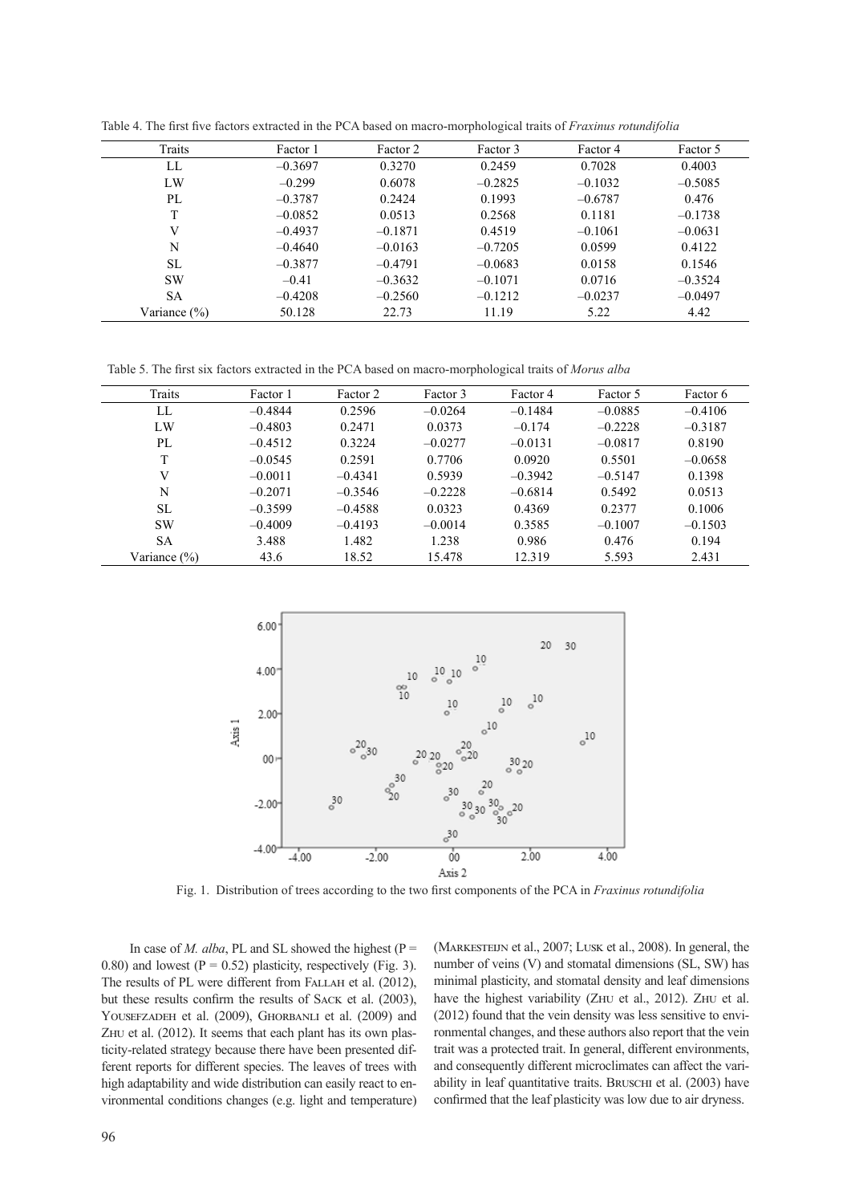Table 4. The first five factors extracted in the PCA based on macro-morphological traits of *Fraxinus rotundifolia*

| Traits | Factor 1 | Factor 2 | Factor 3 | Factor 4 | Factor 5 |
|---|---|---|---|---|---|
| LL | –0.3697 | 0.3270 | 0.2459 | 0.7028 | 0.4003 |
| LW | –0.299 | 0.6078 | –0.2825 | –0.1032 | –0.5085 |
| PL | –0.3787 | 0.2424 | 0.1993 | –0.6787 | 0.476 |
| T | –0.0852 | 0.0513 | 0.2568 | 0.1181 | –0.1738 |
| V | –0.4937 | –0.1871 | 0.4519 | –0.1061 | –0.0631 |
| N | –0.4640 | –0.0163 | –0.7205 | 0.0599 | 0.4122 |
| SL | –0.3877 | –0.4791 | –0.0683 | 0.0158 | 0.1546 |
| SW | –0.41 | –0.3632 | –0.1071 | 0.0716 | –0.3524 |
| SA | –0.4208 | –0.2560 | –0.1212 | –0.0237 | –0.0497 |
| Variance (%) | 50.128 | 22.73 | 11.19 | 5.22 | 4.42 |

Table 5. The first six factors extracted in the PCA based on macro-morphological traits of *Morus alba*

| Traits | Factor 1 | Factor 2 | Factor 3 | Factor 4 | Factor 5 | Factor 6 |
|---|---|---|---|---|---|---|
| LL | –0.4844 | 0.2596 | –0.0264 | –0.1484 | –0.0885 | –0.4106 |
| LW | –0.4803 | 0.2471 | 0.0373 | –0.174 | –0.2228 | –0.3187 |
| PL | –0.4512 | 0.3224 | –0.0277 | –0.0131 | –0.0817 | 0.8190 |
| T | –0.0545 | 0.2591 | 0.7706 | 0.0920 | 0.5501 | –0.0658 |
| V | –0.0011 | –0.4341 | 0.5939 | –0.3942 | –0.5147 | 0.1398 |
| N | –0.2071 | –0.3546 | –0.2228 | –0.6814 | 0.5492 | 0.0513 |
| SL | –0.3599 | –0.4588 | 0.0323 | 0.4369 | 0.2377 | 0.1006 |
| SW | –0.4009 | –0.4193 | –0.0014 | 0.3585 | –0.1007 | –0.1503 |
| SA | 3.488 | 1.482 | 1.238 | 0.986 | 0.476 | 0.194 |
| Variance (%) | 43.6 | 18.52 | 15.478 | 12.319 | 5.593 | 2.431 |

Fig. 1. Distribution of trees according to the two first components of the PCA in *Fraxinus rotundifolia*

In case of *M. alba*, PL and SL showed the highest ($P = 0.80$) and lowest ($P = 0.52$) plasticity, respectively (Fig. 3). The results of PL were different from Fallah et al. (2012), but these results confirm the results of Sack et al. (2003), Yousefzadeh et al. (2009), Ghorbanli et al. (2009) and Zhu et al. (2012). It seems that each plant has its own plasticity-related strategy because there have been presented different reports for different species. The leaves of trees with high adaptability and wide distribution can easily react to environmental conditions changes (e.g. light and temperature) (Markesteijn et al., 2007; Lusk et al., 2008). In general, the number of veins (V) and stomatal dimensions (SL, SW) has minimal plasticity, and stomatal density and leaf dimensions have the highest variability (Zhu et al., 2012). Zhu et al. (2012) found that the vein density was less sensitive to environmental changes, and these authors also report that the vein trait was a protected trait. In general, different environments, and consequently different microclimates can affect the variability in leaf quantitative traits. Bruschi et al. (2003) have confirmed that the leaf plasticity was low due to air dryness.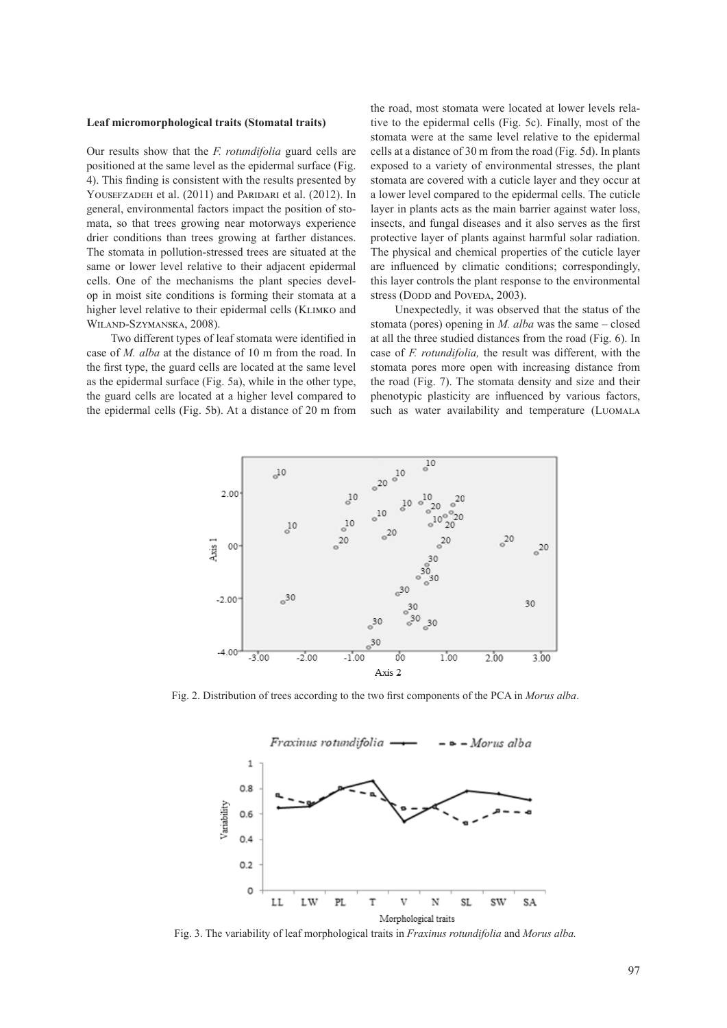### Leaf micromorphological traits (Stomatal traits)

Our results show that the *F. rotundifolia* guard cells are positioned at the same level as the epidermal surface (Fig. 4). This finding is consistent with the results presented by Yousefzadeh et al. (2011) and Paridari et al. (2012). In general, environmental factors impact the position of stomata, so that trees growing near motorways experience drier conditions than trees growing at farther distances. The stomata in pollution-stressed trees are situated at the same or lower level relative to their adjacent epidermal cells. One of the mechanisms the plant species develop in moist site conditions is forming their stomata at a higher level relative to their epidermal cells (Klimko and Wiland-Szymanska, 2008).

Two different types of leaf stomata were identified in case of *M. alba* at the distance of 10 m from the road. In the first type, the guard cells are located at the same level as the epidermal surface (Fig. 5a), while in the other type, the guard cells are located at a higher level compared to the epidermal cells (Fig. 5b). At a distance of 20 m from the road, most stomata were located at lower levels relative to the epidermal cells (Fig. 5c). Finally, most of the stomata were at the same level relative to the epidermal cells at a distance of 30 m from the road (Fig. 5d). In plants exposed to a variety of environmental stresses, the plant stomata are covered with a cuticle layer and they occur at a lower level compared to the epidermal cells. The cuticle layer in plants acts as the main barrier against water loss, insects, and fungal diseases and it also serves as the first protective layer of plants against harmful solar radiation. The physical and chemical properties of the cuticle layer are influenced by climatic conditions; correspondingly, this layer controls the plant response to the environmental stress (Dodd and Poveda, 2003).

Unexpectedly, it was observed that the status of the stomata (pores) opening in *M. alba* was the same – closed at all the three studied distances from the road (Fig. 6). In case of *F. rotundifolia,* the result was different, with the stomata pores more open with increasing distance from the road (Fig. 7). The stomata density and size and their phenotypic plasticity are influenced by various factors, such as water availability and temperature (Luomala

Fig. 2. Distribution of trees according to the two first components of the PCA in *Morus alba*.

Fig. 3. The variability of leaf morphological traits in *Fraxinus rotundifolia* and *Morus alba.*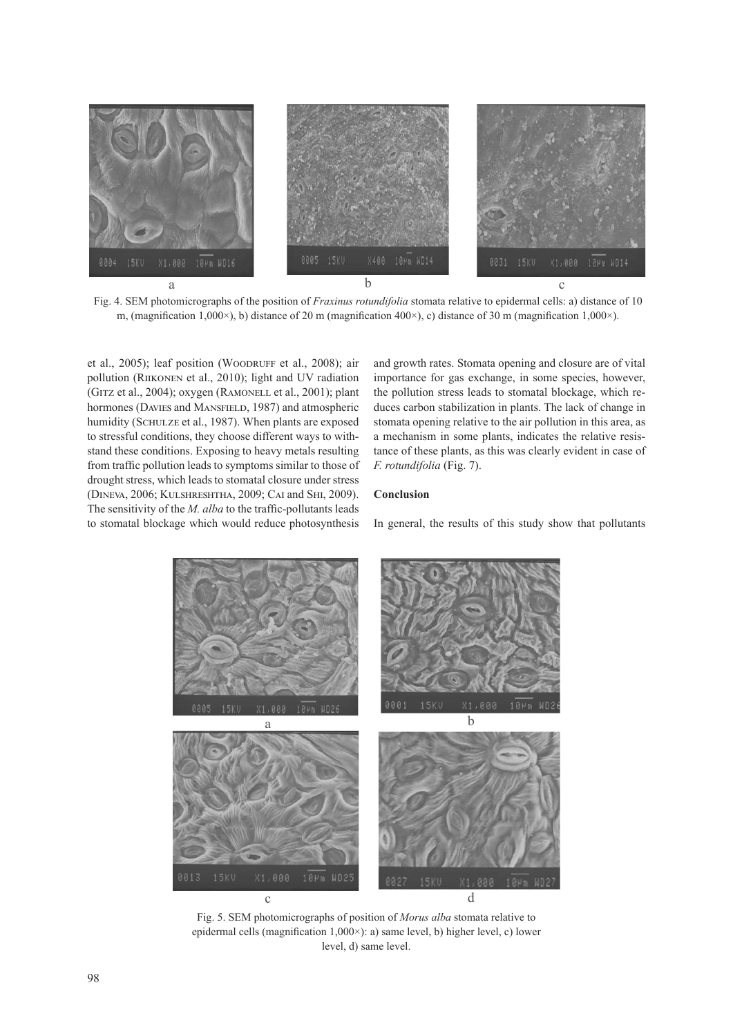Fig. 4. SEM photomicrographs of the position of *Fraxinus rotundifolia* stomata relative to epidermal cells: a) distance of 10 m, (magnification 1,000×), b) distance of 20 m (magnification 400×), c) distance of 30 m (magnification 1,000×).

et al., 2005); leaf position (Woodruff et al., 2008); air pollution (Riikonen et al., 2010); light and UV radiation (Gitz et al., 2004); oxygen (Ramonell et al., 2001); plant hormones (Davies and Mansfield, 1987) and atmospheric humidity (Schulze et al., 1987). When plants are exposed to stressful conditions, they choose different ways to withstand these conditions. Exposing to heavy metals resulting from traffic pollution leads to symptoms similar to those of drought stress, which leads to stomatal closure under stress (Dineva, 2006; Kulshreshtha, 2009; Cai and Shi, 2009). The sensitivity of the *M. alba* to the traffic-pollutants leads to stomatal blockage which would reduce photosynthesis and growth rates. Stomata opening and closure are of vital importance for gas exchange, in some species, however, the pollution stress leads to stomatal blockage, which reduces carbon stabilization in plants. The lack of change in stomata opening relative to the air pollution in this area, as a mechanism in some plants, indicates the relative resistance of these plants, as this was clearly evident in case of *F. rotundifolia* (Fig. 7).

## Conclusion

In general, the results of this study show that pollutants

Fig. 5. SEM photomicrographs of position of *Morus alba* stomata relative to epidermal cells (magnification 1,000×): a) same level, b) higher level, c) lower level, d) same level.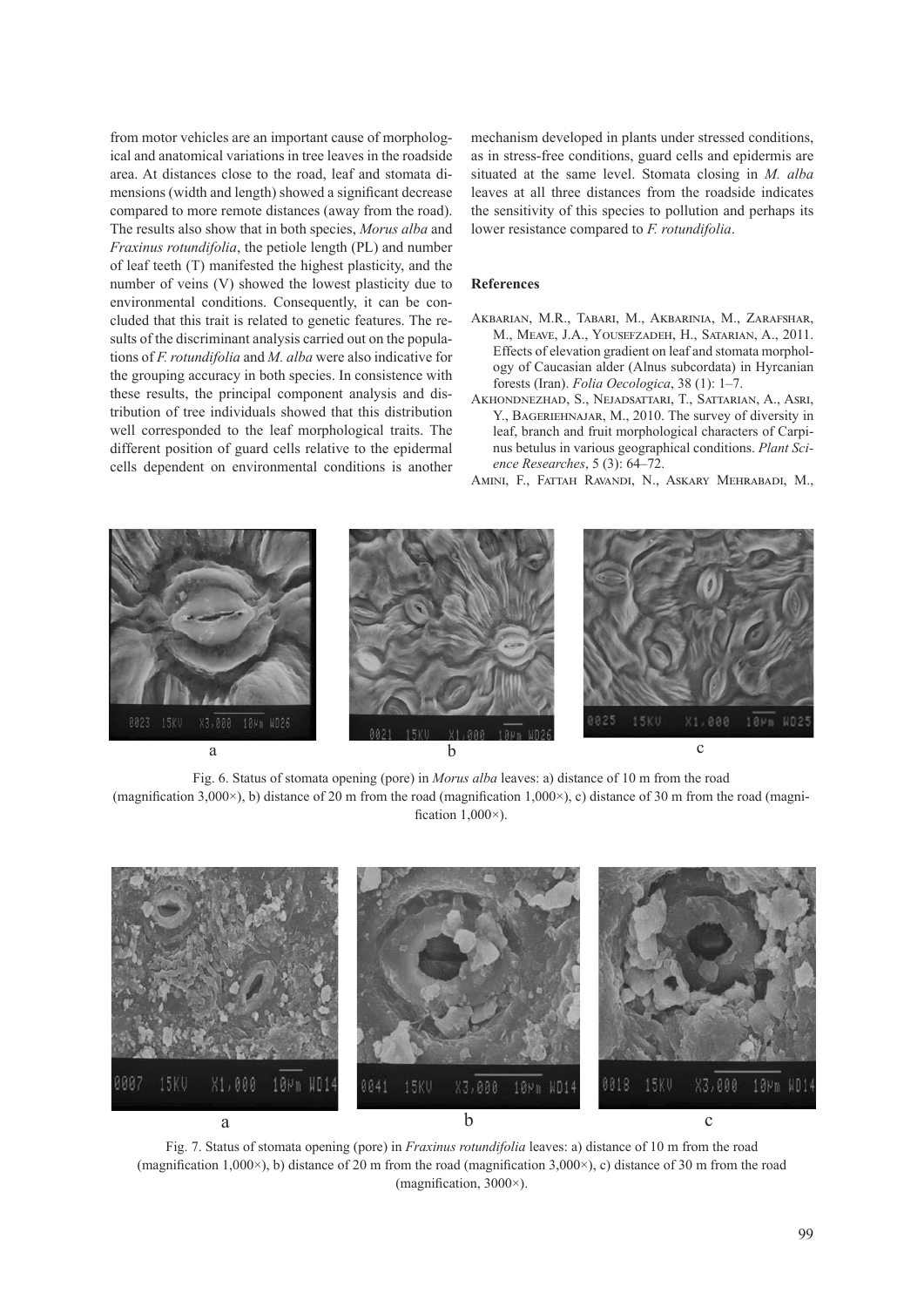from motor vehicles are an important cause of morphological and anatomical variations in tree leaves in the roadside area. At distances close to the road, leaf and stomata dimensions (width and length) showed a significant decrease compared to more remote distances (away from the road). The results also show that in both species, *Morus alba* and *Fraxinus rotundifolia*, the petiole length (PL) and number of leaf teeth (T) manifested the highest plasticity, and the number of veins (V) showed the lowest plasticity due to environmental conditions. Consequently, it can be concluded that this trait is related to genetic features. The results of the discriminant analysis carried out on the populations of *F. rotundifolia* and *M. alba* were also indicative for the grouping accuracy in both species. In consistence with these results, the principal component analysis and distribution of tree individuals showed that this distribution well corresponded to the leaf morphological traits. The different position of guard cells relative to the epidermal cells dependent on environmental conditions is another mechanism developed in plants under stressed conditions, as in stress-free conditions, guard cells and epidermis are situated at the same level. Stomata closing in *M. alba* leaves at all three distances from the roadside indicates the sensitivity of this species to pollution and perhaps its lower resistance compared to *F. rotundifolia*.

## References

Akbarian, M.R., Tabari, M., Akbarinia, M., Zarafshar, M., Meave, J.A., Yousefzadeh, H., Satarian, A., 2011. Effects of elevation gradient on leaf and stomata morphology of Caucasian alder (Alnus subcordata) in Hyrcanian forests (Iran). *Folia Oecologica*, 38 (1): 1–7.

Akhondnezhad, S., Nejadsattari, T., Sattarian, A., Asri, Y., Bageriehnajar, M., 2010. The survey of diversity in leaf, branch and fruit morphological characters of Carpinus betulus in various geographical conditions. *Plant Science Researches*, 5 (3): 64–72.

Amini, F., Fattah Ravandi, N., Askary Mehrabadi, M.,

Fig. 6. Status of stomata opening (pore) in *Morus alba* leaves: a) distance of 10 m from the road (magnification 3,000×), b) distance of 20 m from the road (magnification 1,000×), c) distance of 30 m from the road (magnification 1,000×).

Fig. 7. Status of stomata opening (pore) in *Fraxinus rotundifolia* leaves: a) distance of 10 m from the road (magnification 1,000×), b) distance of 20 m from the road (magnification 3,000×), c) distance of 30 m from the road (magnification, 3000×).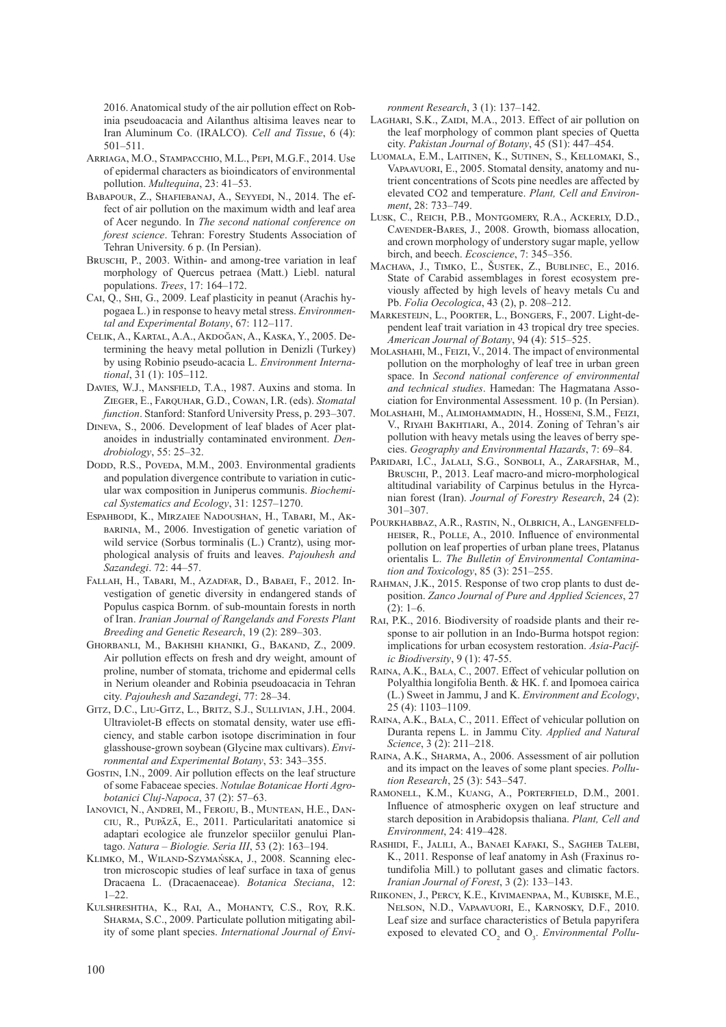2016. Anatomical study of the air pollution effect on Robinia pseudoacacia and Ailanthus altisima leaves near to Iran Aluminum Co. (IRALCO). *Cell and Tissue*, 6 (4): 501–511.

Arriaga, M.O., Stampacchio, M.L., Pepi, M.G.F., 2014. Use of epidermal characters as bioindicators of environmental pollution. *Multequina*, 23: 41–53.

Babapour, Z., Shafiebanaj, A., Seyyedi, N., 2014. The effect of air pollution on the maximum width and leaf area of Acer negundo. In *The second national conference on forest science*. Tehran: Forestry Students Association of Tehran University. 6 p. (In Persian).

Bruschi, P., 2003. Within- and among-tree variation in leaf morphology of Quercus petraea (Matt.) Liebl. natural populations. *Trees*, 17: 164–172.

Cai, Q., Shi, G., 2009. Leaf plasticity in peanut (Arachis hypogaea L.) in response to heavy metal stress. *Environmental and Experimental Botany*, 67: 112–117.

Celik, A., Kartal, A.A., Akdoğan, A., Kaska, Y., 2005. Determining the heavy metal pollution in Denizli (Turkey) by using Robinio pseudo-acacia L. *Environment International*, 31 (1): 105–112.

Davies, W.J., Mansfield, T.A., 1987. Auxins and stoma. In Zieger, E., Farquhar, G.D., Cowan, I.R. (eds). *Stomatal function*. Stanford: Stanford University Press, p. 293–307.

Dineva, S., 2006. Development of leaf blades of Acer platanoides in industrially contaminated environment. *Dendrobiology*, 55: 25–32.

Dodd, R.S., Poveda, M.M., 2003. Environmental gradients and population divergence contribute to variation in cuticular wax composition in Juniperus communis. *Biochemical Systematics and Ecology*, 31: 1257–1270.

Espahbodi, K., Mirzaiee Nadoushan, H., Tabari, M., Akbarinia, M., 2006. Investigation of genetic variation of wild service (Sorbus torminalis (L.) Crantz), using morphological analysis of fruits and leaves. *Pajouhesh and Sazandegi*. 72: 44–57.

Fallah, H., Tabari, M., Azadfar, D., Babaei, F., 2012. Investigation of genetic diversity in endangered stands of Populus caspica Bornm. of sub-mountain forests in north of Iran. *Iranian Journal of Rangelands and Forests Plant Breeding and Genetic Research*, 19 (2): 289–303.

Ghorbanli, M., Bakhshi khaniki, G., Bakand, Z., 2009. Air pollution effects on fresh and dry weight, amount of proline, number of stomata, trichome and epidermal cells in Nerium oleander and Robinia pseudoacacia in Tehran city. *Pajouhesh and Sazandegi*, 77: 28–34.

Gitz, D.C., Liu-Gitz, L., Britz, S.J., Sullivian, J.H., 2004. Ultraviolet-B effects on stomatal density, water use efficiency, and stable carbon isotope discrimination in four glasshouse-grown soybean (Glycine max cultivars). *Environmental and Experimental Botany*, 53: 343–355.

Gostin, I.N., 2009. Air pollution effects on the leaf structure of some Fabaceae species. *Notulae Botanicae Horti Agrobotanici Cluj-Napoca*, 37 (2): 57–63.

Ianovici, N., Andrei, M., Feroiu, B., Muntean, H.E., Danciu, R., Pupăză, E., 2011. Particularitati anatomice si adaptari ecologice ale frunzelor speciilor genului Plantago. *Natura – Biologie. Seria III*, 53 (2): 163–194.

Klimko, M., Wiland-Szymańska, J., 2008. Scanning electron microscopic studies of leaf surface in taxa of genus Dracaena L. (Dracaenaceae). *Botanica Steciana*, 12: 1–22.

Kulshreshtha, K., Rai, A., Mohanty, C.S., Roy, R.K. Sharma, S.C., 2009. Particulate pollution mitigating ability of some plant species. *International Journal of Environment Research*, 3 (1): 137–142.

Laghari, S.K., Zaidi, M.A., 2013. Effect of air pollution on the leaf morphology of common plant species of Quetta city. *Pakistan Journal of Botany*, 45 (S1): 447–454.

Luomala, E.M., Laitinen, K., Sutinen, S., Kellomaki, S., Vapaavuori, E., 2005. Stomatal density, anatomy and nutrient concentrations of Scots pine needles are affected by elevated CO2 and temperature. *Plant, Cell and Environment*, 28: 733–749.

Lusk, C., Reich, P.B., Montgomery, R.A., Ackerly, D.D., Cavender-Bares, J., 2008. Growth, biomass allocation, and crown morphology of understory sugar maple, yellow birch, and beech. *Ecoscience*, 7: 345–356.

Machava, J., Timko, Ľ., Šustek, Z., Bublinec, E., 2016. State of Carabid assemblages in forest ecosystem previously affected by high levels of heavy metals Cu and Pb. *Folia Oecologica*, 43 (2), p. 208–212.

Markesteijn, L., Poorter, L., Bongers, F., 2007. Light-dependent leaf trait variation in 43 tropical dry tree species. *American Journal of Botany*, 94 (4): 515–525.

Molashahi, M., Feizi, V., 2014. The impact of environmental pollution on the morphologhy of leaf tree in urban green space. In *Second national conference of environmental and technical studies*. Hamedan: The Hagmatana Association for Environmental Assessment. 10 p. (In Persian).

Molashahi, M., Alimohammadin, H., Hosseni, S.M., Feizi, V., Riyahi Bakhtiari, A., 2014. Zoning of Tehran's air pollution with heavy metals using the leaves of berry species. *Geography and Environmental Hazards*, 7: 69–84.

Paridari, I.C., Jalali, S.G., Sonboli, A., Zarafshar, M., Bruschi, P., 2013. Leaf macro-and micro-morphological altitudinal variability of Carpinus betulus in the Hyrcanian forest (Iran). *Journal of Forestry Research*, 24 (2): 301–307.

Pourkhabbaz, A.R., Rastin, N., Olbrich, A., Langenfeldheiser, R., Polle, A., 2010. Influence of environmental pollution on leaf properties of urban plane trees, Platanus orientalis L. *The Bulletin of Environmental Contamination and Toxicology*, 85 (3): 251–255.

Rahman, J.K., 2015. Response of two crop plants to dust deposition. *Zanco Journal of Pure and Applied Sciences*, 27 (2): 1–6.

Rai, P.K., 2016. Biodiversity of roadside plants and their response to air pollution in an Indo-Burma hotspot region: implications for urban ecosystem restoration. *Asia-Pacific Biodiversity*, 9 (1): 47-55.

Raina, A.K., Bala, C., 2007. Effect of vehicular pollution on Polyalthia longifolia Benth. & HK. f. and Ipomoea cairica (L.) Sweet in Jammu, J and K. *Environment and Ecology*, 25 (4): 1103–1109.

Raina, A.K., Bala, C., 2011. Effect of vehicular pollution on Duranta repens L. in Jammu City. *Applied and Natural Science*, 3 (2): 211–218.

Raina, A.K., Sharma, A., 2006. Assessment of air pollution and its impact on the leaves of some plant species. *Pollution Research*, 25 (3): 543–547.

Ramonell, K.M., Kuang, A., Porterfield, D.M., 2001. Influence of atmospheric oxygen on leaf structure and starch deposition in Arabidopsis thaliana. *Plant, Cell and Environment*, 24: 419–428.

Rashidi, F., Jalili, A., Banaei Kafaki, S., Sagheb Talebi, K., 2011. Response of leaf anatomy in Ash (Fraxinus rotundifolia Mill.) to pollutant gases and climatic factors. *Iranian Journal of Forest*, 3 (2): 133–143.

Riikonen, J., Percy, K.E., Kivimaenpaa, M., Kubiske, M.E., Nelson, N.D., Vapaavuori, E., Karnosky, D.F., 2010. Leaf size and surface characteristics of Betula papyrifera exposed to elevated $CO_2$ and $O_3$. *Environmental Pollu-*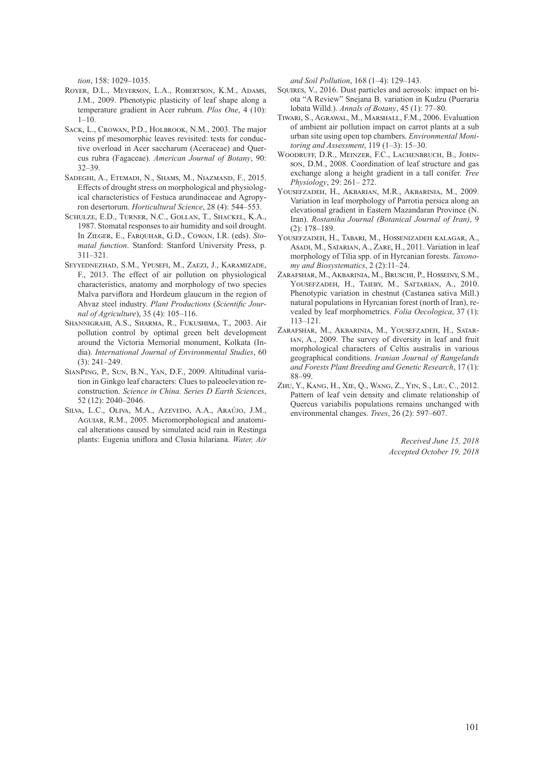*tion*, 158: 1029–1035.

Royer, D.L., Meyerson, L.A., Robertson, K.M., Adams, J.M., 2009. Phenotypic plasticity of leaf shape along a temperature gradient in Acer rubrum. *Plos One*, 4 (10): 1–10.

Sack, L., Crowan, P.D., Holbrook, N.M., 2003. The major veins pf mesomorphic leaves revisited: tests for conductive overload in Acer saccharum (Aceraceae) and Quercus rubra (Fagaceae). *American Journal of Botany*, 90: 32–39.

Sadeghi, A., Etemadi, N., Shams, M., Niazmand, F., 2015. Effects of drought stress on morphological and physiological characteristics of Festuca arundinaceae and Agropyron desertorum. *Horticultural Science*, 28 (4): 544–553.

Schulze, E.D., Turner, N.C., Gollan, T., Shackel, K.A., 1987. Stomatal responses to air humidity and soil drought. In Zieger, E., Farquhar, G.D., Cowan, I.R. (eds). *Stomatal function*. Stanford: Stanford University Press, p. 311–321.

Seyyednezhad, S.M., Ypusefi, M., Zaezi, J., Karamizade, F., 2013. The effect of air pollution on physiological characteristics, anatomy and morphology of two species Malva parviflora and Hordeum glaucum in the region of Ahvaz steel industry. *Plant Productions* (*Scientific Journal of Agriculture*), 35 (4): 105–116.

Shannigrahi, A.S., Sharma, R., Fukushima, T., 2003. Air pollution control by optimal green belt development around the Victoria Memorial monument, Kolkata (India). *International Journal of Environmental Studies*, 60 (3): 241–249.

SianPing, P., Sun, B.N., Yan, D.F., 2009. Altitudinal variation in Ginkgo leaf characters: Clues to paleoelevation reconstruction. *Science in China. Series D Earth Sciences*, 52 (12): 2040–2046.

Silva, L.C., Oliva, M.A., Azevedo, A.A., Araújo, J.M., Aguiar, R.M., 2005. Micromorphological and anatomical alterations caused by simulated acid rain in Restinga plants: Eugenia uniflora and Clusia hilariana. *Water, Air and Soil Pollution*, 168 (1–4): 129–143.

Squires, V., 2016. Dust particles and aerosols: impact on biota "A Review" Snejana B. variation in Kudzu (Pueraria lobata Willd.). *Annals of Botany*, 45 (1): 77–80.

Tiwari, S., Agrawal, M., Marshall, F.M., 2006. Evaluation of ambient air pollution impact on carrot plants at a sub urban site using open top chambers. *Environmental Monitoring and Assessment*, 119 (1–3): 15–30.

Woodruff, D.R., Meinzer, F.C., Lachenbruch, B., Johnson, D.M., 2008. Coordination of leaf structure and gas exchange along a height gradient in a tall conifer. *Tree Physiology*, 29: 261– 272.

Yousefzadeh, H., Akbarian, M.R., Akbarinia, M., 2009. Variation in leaf morphology of Parrotia persica along an elevational gradient in Eastern Mazandaran Province (N. Iran). *Rostaniha Journal (Botanical Journal of Iran)*, 9 (2): 178–189.

Yousefzadeh, H., Tabari, M., Hossenizadeh kalagar, A., Asadi, M., Satarian, A., Zare, H., 2011. Variation in leaf morphology of Tilia spp. of in Hyrcanian forests. *Taxonomy and Biosystematics*, 2 (2):11–24.

Zarafshar, M., Akbarinia, M., Bruschi, P., Hosseiny, S.M., Yousefzadeh, H., Taieby, M., Sattarian, A., 2010. Phenotypic variation in chestnut (Castanea sativa Mill.) natural populations in Hyrcanian forest (north of Iran), revealed by leaf morphometrics. *Folia Oecologica*, 37 (1): 113–121.

Zarafshar, M., Akbarinia, M., Yousefzadeh, H., Satarian, A., 2009. The survey of diversity in leaf and fruit morphological characters of Celtis australis in various geographical conditions. *Iranian Journal of Rangelands and Forests Plant Breeding and Genetic Research*, 17 (1): 88–99.

Zhu, Y., Kang, H., Xie, Q., Wang, Z., Yin, S., Liu, C., 2012. Pattern of leaf vein density and climate relationship of Quercus variabilis populations remains unchanged with environmental changes. *Trees*, 26 (2): 597–607.

*Received June 15, 2018*
*Accepted October 19, 2018*